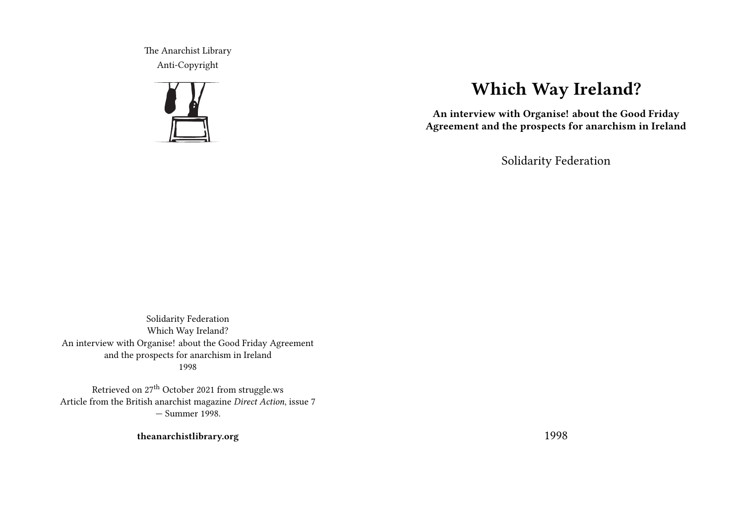# Which Way Ireland?

**An interview with Organise! about the Good Friday Agreement and the prospects for anarchism in Ireland**

Solidarity Federation

1998

The Anarchist Library
Anti-Copyright

Solidarity Federation
Which Way Ireland?
An interview with Organise! about the Good Friday Agreement and the prospects for anarchism in Ireland
1998

Retrieved on 27th October 2021 from struggle.ws
Article from the British anarchist magazine *Direct Action*, issue 7 — Summer 1998.

**theanarchistlibrary.org**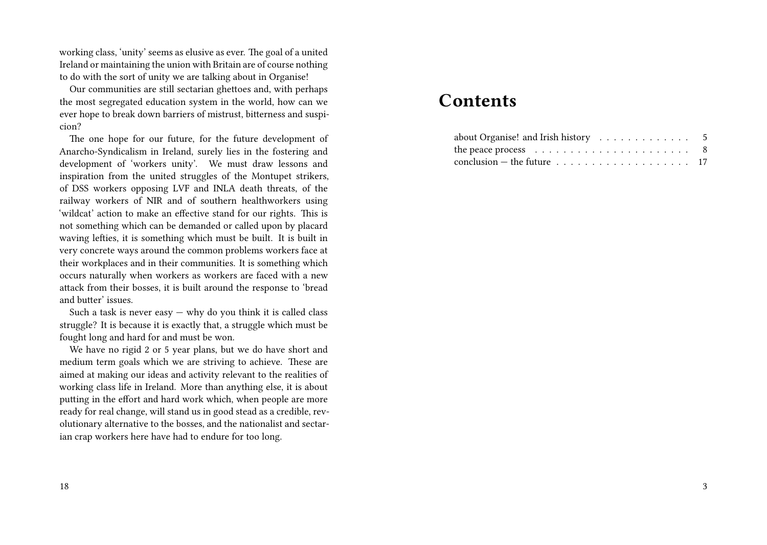working class, 'unity' seems as elusive as ever. The goal of a united Ireland or maintaining the union with Britain are of course nothing to do with the sort of unity we are talking about in Organise!

Our communities are still sectarian ghettoes and, with perhaps the most segregated education system in the world, how can we ever hope to break down barriers of mistrust, bitterness and suspicion?

The one hope for our future, for the future development of Anarcho-Syndicalism in Ireland, surely lies in the fostering and development of 'workers unity'. We must draw lessons and inspiration from the united struggles of the Montupet strikers, of DSS workers opposing LVF and INLA death threats, of the railway workers of NIR and of southern healthworkers using 'wildcat' action to make an effective stand for our rights. This is not something which can be demanded or called upon by placard waving lefties, it is something which must be built. It is built in very concrete ways around the common problems workers face at their workplaces and in their communities. It is something which occurs naturally when workers as workers are faced with a new attack from their bosses, it is built around the response to 'bread and butter' issues.

Such a task is never easy — why do you think it is called class struggle? It is because it is exactly that, a struggle which must be fought long and hard for and must be won.

We have no rigid 2 or 5 year plans, but we do have short and medium term goals which we are striving to achieve. These are aimed at making our ideas and activity relevant to the realities of working class life in Ireland. More than anything else, it is about putting in the effort and hard work which, when people are more ready for real change, will stand us in good stead as a credible, revolutionary alternative to the bosses, and the nationalist and sectarian crap workers here have had to endure for too long.

# Contents

about Organise! and Irish history . . . . . . . . . . . . . 5
the peace process . . . . . . . . . . . . . . . . . . . . . . 8
conclusion — the future . . . . . . . . . . . . . . . . . . . 17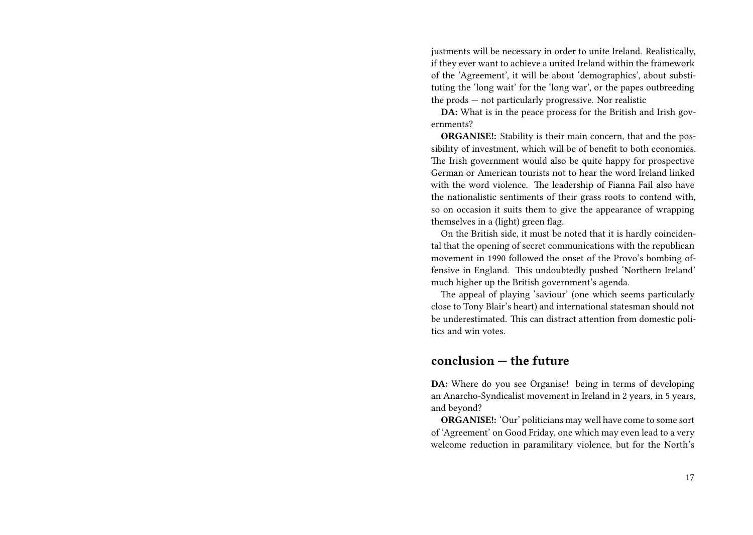justments will be necessary in order to unite Ireland. Realistically, if they ever want to achieve a united Ireland within the framework of the 'Agreement', it will be about 'demographics', about substituting the 'long wait' for the 'long war', or the papes outbreeding the prods — not particularly progressive. Nor realistic

**DA:** What is in the peace process for the British and Irish governments?

**ORGANISE!:** Stability is their main concern, that and the possibility of investment, which will be of benefit to both economies. The Irish government would also be quite happy for prospective German or American tourists not to hear the word Ireland linked with the word violence. The leadership of Fianna Fail also have the nationalistic sentiments of their grass roots to contend with, so on occasion it suits them to give the appearance of wrapping themselves in a (light) green flag.

On the British side, it must be noted that it is hardly coincidental that the opening of secret communications with the republican movement in 1990 followed the onset of the Provo's bombing offensive in England. This undoubtedly pushed 'Northern Ireland' much higher up the British government's agenda.

The appeal of playing 'saviour' (one which seems particularly close to Tony Blair's heart) and international statesman should not be underestimated. This can distract attention from domestic politics and win votes.

## conclusion — the future

**DA:** Where do you see Organise! being in terms of developing an Anarcho-Syndicalist movement in Ireland in 2 years, in 5 years, and beyond?

**ORGANISE!:** 'Our' politicians may well have come to some sort of 'Agreement' on Good Friday, one which may even lead to a very welcome reduction in paramilitary violence, but for the North's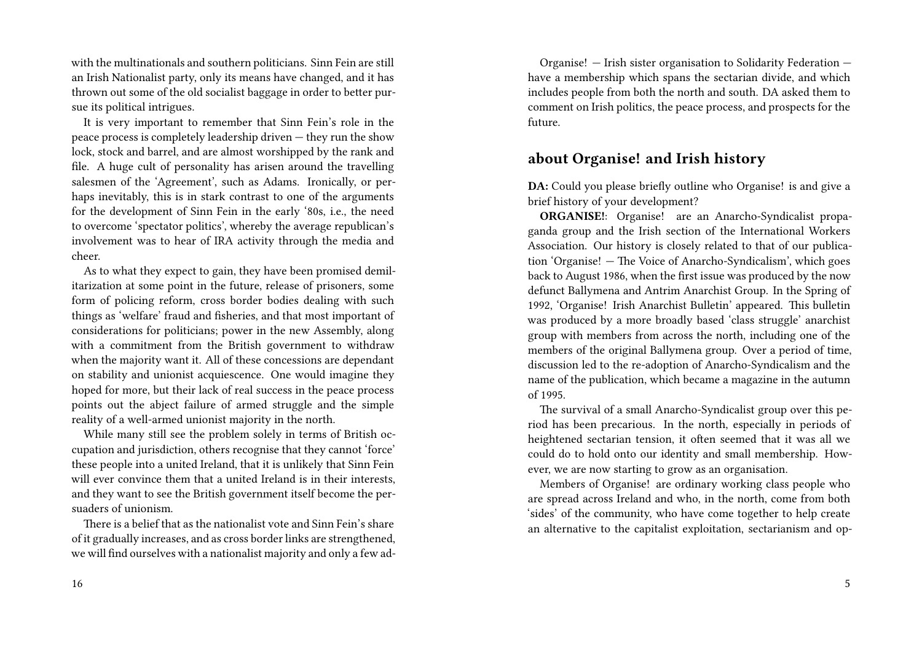with the multinationals and southern politicians. Sinn Fein are still an Irish Nationalist party, only its means have changed, and it has thrown out some of the old socialist baggage in order to better pursue its political intrigues.

It is very important to remember that Sinn Fein's role in the peace process is completely leadership driven — they run the show lock, stock and barrel, and are almost worshipped by the rank and file. A huge cult of personality has arisen around the travelling salesmen of the 'Agreement', such as Adams. Ironically, or perhaps inevitably, this is in stark contrast to one of the arguments for the development of Sinn Fein in the early '80s, i.e., the need to overcome 'spectator politics', whereby the average republican's involvement was to hear of IRA activity through the media and cheer.

As to what they expect to gain, they have been promised demilitarization at some point in the future, release of prisoners, some form of policing reform, cross border bodies dealing with such things as 'welfare' fraud and fisheries, and that most important of considerations for politicians; power in the new Assembly, along with a commitment from the British government to withdraw when the majority want it. All of these concessions are dependant on stability and unionist acquiescence. One would imagine they hoped for more, but their lack of real success in the peace process points out the abject failure of armed struggle and the simple reality of a well-armed unionist majority in the north.

While many still see the problem solely in terms of British occupation and jurisdiction, others recognise that they cannot 'force' these people into a united Ireland, that it is unlikely that Sinn Fein will ever convince them that a united Ireland is in their interests, and they want to see the British government itself become the persuaders of unionism.

There is a belief that as the nationalist vote and Sinn Fein's share of it gradually increases, and as cross border links are strengthened, we will find ourselves with a nationalist majority and only a few ad-

Organise! — Irish sister organisation to Solidarity Federation — have a membership which spans the sectarian divide, and which includes people from both the north and south. DA asked them to comment on Irish politics, the peace process, and prospects for the future.

## about Organise! and Irish history

**DA:** Could you please briefly outline who Organise! is and give a brief history of your development?

**ORGANISE!**: Organise! are an Anarcho-Syndicalist propaganda group and the Irish section of the International Workers Association. Our history is closely related to that of our publication 'Organise! — The Voice of Anarcho-Syndicalism', which goes back to August 1986, when the first issue was produced by the now defunct Ballymena and Antrim Anarchist Group. In the Spring of 1992, 'Organise! Irish Anarchist Bulletin' appeared. This bulletin was produced by a more broadly based 'class struggle' anarchist group with members from across the north, including one of the members of the original Ballymena group. Over a period of time, discussion led to the re-adoption of Anarcho-Syndicalism and the name of the publication, which became a magazine in the autumn of 1995.

The survival of a small Anarcho-Syndicalist group over this period has been precarious. In the north, especially in periods of heightened sectarian tension, it often seemed that it was all we could do to hold onto our identity and small membership. However, we are now starting to grow as an organisation.

Members of Organise! are ordinary working class people who are spread across Ireland and who, in the north, come from both 'sides' of the community, who have come together to help create an alternative to the capitalist exploitation, sectarianism and op-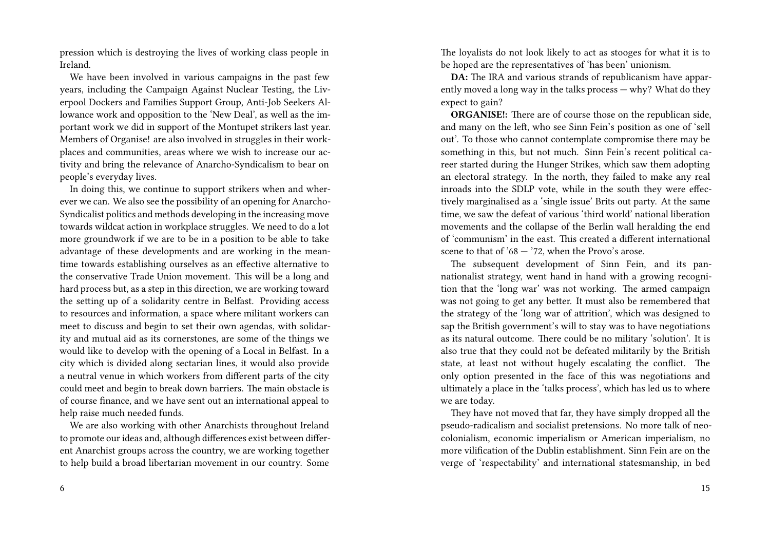pression which is destroying the lives of working class people in Ireland.

We have been involved in various campaigns in the past few years, including the Campaign Against Nuclear Testing, the Liverpool Dockers and Families Support Group, Anti-Job Seekers Allowance work and opposition to the 'New Deal', as well as the important work we did in support of the Montupet strikers last year. Members of Organise! are also involved in struggles in their workplaces and communities, areas where we wish to increase our activity and bring the relevance of Anarcho-Syndicalism to bear on people's everyday lives.

In doing this, we continue to support strikers when and wherever we can. We also see the possibility of an opening for Anarcho-Syndicalist politics and methods developing in the increasing move towards wildcat action in workplace struggles. We need to do a lot more groundwork if we are to be in a position to be able to take advantage of these developments and are working in the meantime towards establishing ourselves as an effective alternative to the conservative Trade Union movement. This will be a long and hard process but, as a step in this direction, we are working toward the setting up of a solidarity centre in Belfast. Providing access to resources and information, a space where militant workers can meet to discuss and begin to set their own agendas, with solidarity and mutual aid as its cornerstones, are some of the things we would like to develop with the opening of a Local in Belfast. In a city which is divided along sectarian lines, it would also provide a neutral venue in which workers from different parts of the city could meet and begin to break down barriers. The main obstacle is of course finance, and we have sent out an international appeal to help raise much needed funds.

We are also working with other Anarchists throughout Ireland to promote our ideas and, although differences exist between different Anarchist groups across the country, we are working together to help build a broad libertarian movement in our country. Some

The loyalists do not look likely to act as stooges for what it is to be hoped are the representatives of 'has been' unionism.

**DA:** The IRA and various strands of republicanism have apparently moved a long way in the talks process — why? What do they expect to gain?

**ORGANISE!:** There are of course those on the republican side, and many on the left, who see Sinn Fein's position as one of 'sell out'. To those who cannot contemplate compromise there may be something in this, but not much. Sinn Fein's recent political career started during the Hunger Strikes, which saw them adopting an electoral strategy. In the north, they failed to make any real inroads into the SDLP vote, while in the south they were effectively marginalised as a 'single issue' Brits out party. At the same time, we saw the defeat of various 'third world' national liberation movements and the collapse of the Berlin wall heralding the end of 'communism' in the east. This created a different international scene to that of '68 — '72, when the Provo's arose.

The subsequent development of Sinn Fein, and its pan-nationalist strategy, went hand in hand with a growing recognition that the 'long war' was not working. The armed campaign was not going to get any better. It must also be remembered that the strategy of the 'long war of attrition', which was designed to sap the British government's will to stay was to have negotiations as its natural outcome. There could be no military 'solution'. It is also true that they could not be defeated militarily by the British state, at least not without hugely escalating the conflict. The only option presented in the face of this was negotiations and ultimately a place in the 'talks process', which has led us to where we are today.

They have not moved that far, they have simply dropped all the pseudo-radicalism and socialist pretensions. No more talk of neo-colonialism, economic imperialism or American imperialism, no more vilification of the Dublin establishment. Sinn Fein are on the verge of 'respectability' and international statesmanship, in bed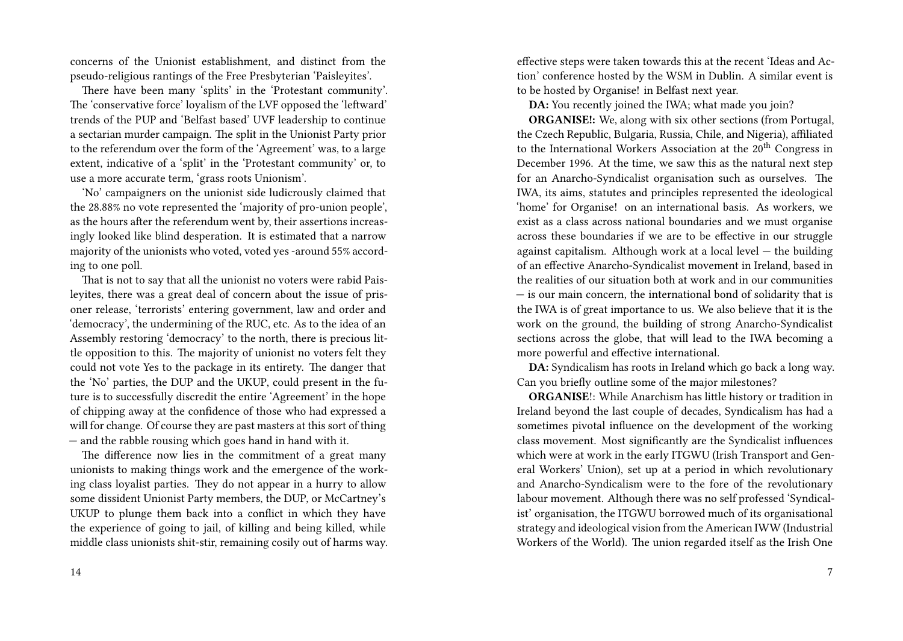concerns of the Unionist establishment, and distinct from the pseudo-religious rantings of the Free Presbyterian 'Paisleyites'.

There have been many 'splits' in the 'Protestant community'. The 'conservative force' loyalism of the LVF opposed the 'leftward' trends of the PUP and 'Belfast based' UVF leadership to continue a sectarian murder campaign. The split in the Unionist Party prior to the referendum over the form of the 'Agreement' was, to a large extent, indicative of a 'split' in the 'Protestant community' or, to use a more accurate term, 'grass roots Unionism'.

'No' campaigners on the unionist side ludicrously claimed that the 28.88% no vote represented the 'majority of pro-union people', as the hours after the referendum went by, their assertions increasingly looked like blind desperation. It is estimated that a narrow majority of the unionists who voted, voted yes -around 55% according to one poll.

That is not to say that all the unionist no voters were rabid Paisleyites, there was a great deal of concern about the issue of prisoner release, 'terrorists' entering government, law and order and 'democracy', the undermining of the RUC, etc. As to the idea of an Assembly restoring 'democracy' to the north, there is precious little opposition to this. The majority of unionist no voters felt they could not vote Yes to the package in its entirety. The danger that the 'No' parties, the DUP and the UKUP, could present in the future is to successfully discredit the entire 'Agreement' in the hope of chipping away at the confidence of those who had expressed a will for change. Of course they are past masters at this sort of thing — and the rabble rousing which goes hand in hand with it.

The difference now lies in the commitment of a great many unionists to making things work and the emergence of the working class loyalist parties. They do not appear in a hurry to allow some dissident Unionist Party members, the DUP, or McCartney's UKUP to plunge them back into a conflict in which they have the experience of going to jail, of killing and being killed, while middle class unionists shit-stir, remaining cosily out of harms way.

effective steps were taken towards this at the recent 'Ideas and Action' conference hosted by the WSM in Dublin. A similar event is to be hosted by Organise! in Belfast next year.

**DA:** You recently joined the IWA; what made you join?

**ORGANISE!:** We, along with six other sections (from Portugal, the Czech Republic, Bulgaria, Russia, Chile, and Nigeria), affiliated to the International Workers Association at the 20th Congress in December 1996. At the time, we saw this as the natural next step for an Anarcho-Syndicalist organisation such as ourselves. The IWA, its aims, statutes and principles represented the ideological 'home' for Organise! on an international basis. As workers, we exist as a class across national boundaries and we must organise across these boundaries if we are to be effective in our struggle against capitalism. Although work at a local level — the building of an effective Anarcho-Syndicalist movement in Ireland, based in the realities of our situation both at work and in our communities — is our main concern, the international bond of solidarity that is the IWA is of great importance to us. We also believe that it is the work on the ground, the building of strong Anarcho-Syndicalist sections across the globe, that will lead to the IWA becoming a more powerful and effective international.

**DA:** Syndicalism has roots in Ireland which go back a long way. Can you briefly outline some of the major milestones?

**ORGANISE!**: While Anarchism has little history or tradition in Ireland beyond the last couple of decades, Syndicalism has had a sometimes pivotal influence on the development of the working class movement. Most significantly are the Syndicalist influences which were at work in the early ITGWU (Irish Transport and General Workers' Union), set up at a period in which revolutionary and Anarcho-Syndicalism were to the fore of the revolutionary labour movement. Although there was no self professed 'Syndicalist' organisation, the ITGWU borrowed much of its organisational strategy and ideological vision from the American IWW (Industrial Workers of the World). The union regarded itself as the Irish One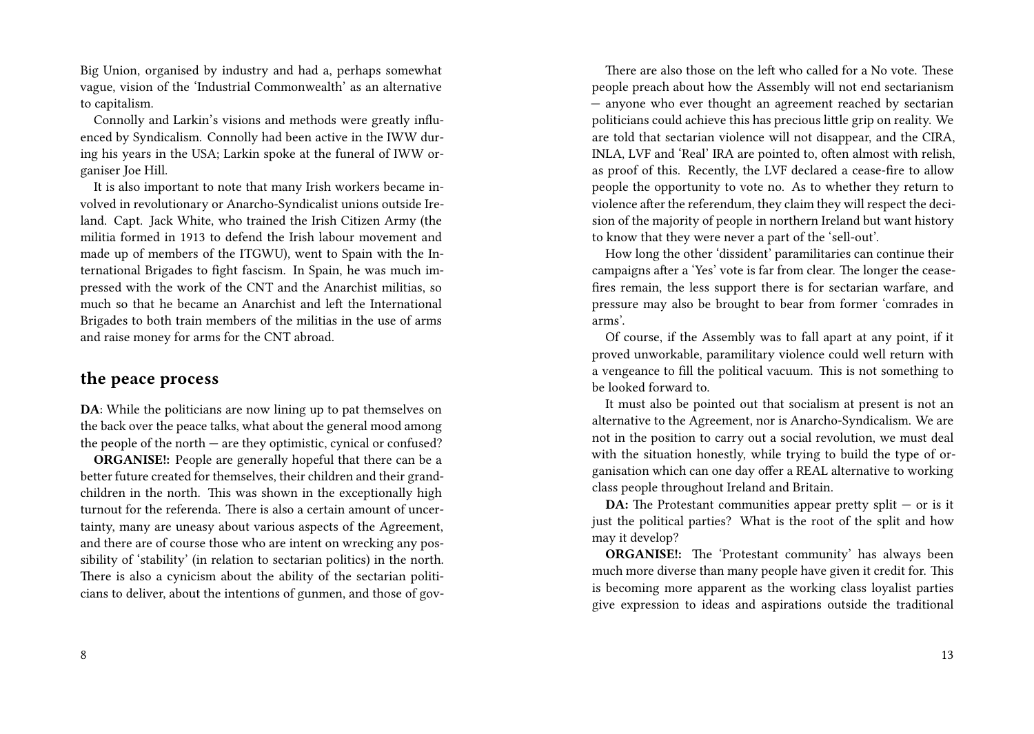Big Union, organised by industry and had a, perhaps somewhat vague, vision of the 'Industrial Commonwealth' as an alternative to capitalism.

Connolly and Larkin's visions and methods were greatly influenced by Syndicalism. Connolly had been active in the IWW during his years in the USA; Larkin spoke at the funeral of IWW organiser Joe Hill.

It is also important to note that many Irish workers became involved in revolutionary or Anarcho-Syndicalist unions outside Ireland. Capt. Jack White, who trained the Irish Citizen Army (the militia formed in 1913 to defend the Irish labour movement and made up of members of the ITGWU), went to Spain with the International Brigades to fight fascism. In Spain, he was much impressed with the work of the CNT and the Anarchist militias, so much so that he became an Anarchist and left the International Brigades to both train members of the militias in the use of arms and raise money for arms for the CNT abroad.

## the peace process

**DA**: While the politicians are now lining up to pat themselves on the back over the peace talks, what about the general mood among the people of the north — are they optimistic, cynical or confused?

**ORGANISE!:** People are generally hopeful that there can be a better future created for themselves, their children and their grandchildren in the north. This was shown in the exceptionally high turnout for the referenda. There is also a certain amount of uncertainty, many are uneasy about various aspects of the Agreement, and there are of course those who are intent on wrecking any possibility of 'stability' (in relation to sectarian politics) in the north. There is also a cynicism about the ability of the sectarian politicians to deliver, about the intentions of gunmen, and those of gov-

There are also those on the left who called for a No vote. These people preach about how the Assembly will not end sectarianism — anyone who ever thought an agreement reached by sectarian politicians could achieve this has precious little grip on reality. We are told that sectarian violence will not disappear, and the CIRA, INLA, LVF and 'Real' IRA are pointed to, often almost with relish, as proof of this. Recently, the LVF declared a cease-fire to allow people the opportunity to vote no. As to whether they return to violence after the referendum, they claim they will respect the decision of the majority of people in northern Ireland but want history to know that they were never a part of the 'sell-out'.

How long the other 'dissident' paramilitaries can continue their campaigns after a 'Yes' vote is far from clear. The longer the cease-fires remain, the less support there is for sectarian warfare, and pressure may also be brought to bear from former 'comrades in arms'.

Of course, if the Assembly was to fall apart at any point, if it proved unworkable, paramilitary violence could well return with a vengeance to fill the political vacuum. This is not something to be looked forward to.

It must also be pointed out that socialism at present is not an alternative to the Agreement, nor is Anarcho-Syndicalism. We are not in the position to carry out a social revolution, we must deal with the situation honestly, while trying to build the type of organisation which can one day offer a REAL alternative to working class people throughout Ireland and Britain.

**DA:** The Protestant communities appear pretty split — or is it just the political parties? What is the root of the split and how may it develop?

**ORGANISE!:** The 'Protestant community' has always been much more diverse than many people have given it credit for. This is becoming more apparent as the working class loyalist parties give expression to ideas and aspirations outside the traditional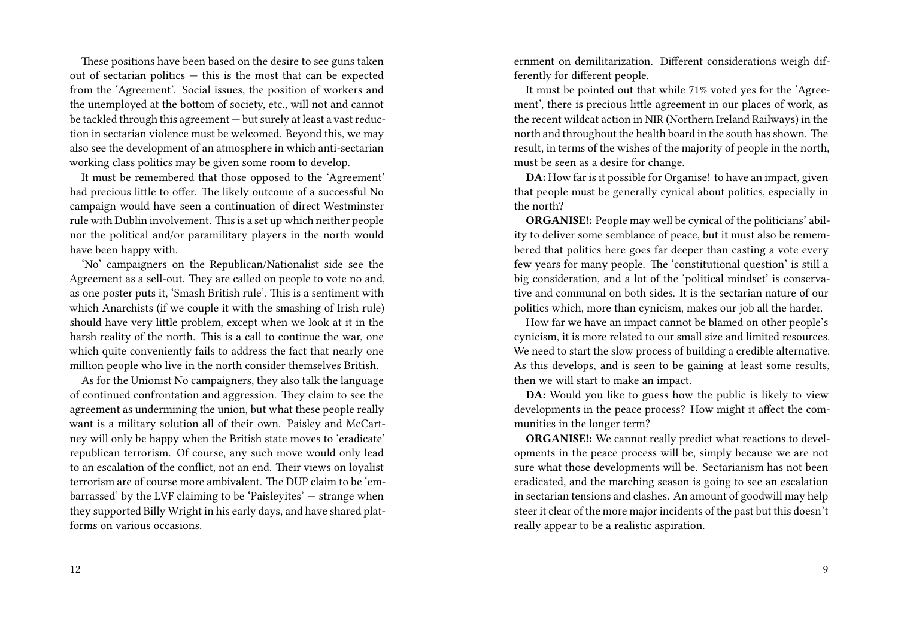These positions have been based on the desire to see guns taken out of sectarian politics — this is the most that can be expected from the 'Agreement'. Social issues, the position of workers and the unemployed at the bottom of society, etc., will not and cannot be tackled through this agreement — but surely at least a vast reduction in sectarian violence must be welcomed. Beyond this, we may also see the development of an atmosphere in which anti-sectarian working class politics may be given some room to develop.

It must be remembered that those opposed to the 'Agreement' had precious little to offer. The likely outcome of a successful No campaign would have seen a continuation of direct Westminster rule with Dublin involvement. This is a set up which neither people nor the political and/or paramilitary players in the north would have been happy with.

'No' campaigners on the Republican/Nationalist side see the Agreement as a sell-out. They are called on people to vote no and, as one poster puts it, 'Smash British rule'. This is a sentiment with which Anarchists (if we couple it with the smashing of Irish rule) should have very little problem, except when we look at it in the harsh reality of the north. This is a call to continue the war, one which quite conveniently fails to address the fact that nearly one million people who live in the north consider themselves British.

As for the Unionist No campaigners, they also talk the language of continued confrontation and aggression. They claim to see the agreement as undermining the union, but what these people really want is a military solution all of their own. Paisley and McCartney will only be happy when the British state moves to 'eradicate' republican terrorism. Of course, any such move would only lead to an escalation of the conflict, not an end. Their views on loyalist terrorism are of course more ambivalent. The DUP claim to be 'embarrassed' by the LVF claiming to be 'Paisleyites' — strange when they supported Billy Wright in his early days, and have shared platforms on various occasions.

ernment on demilitarization. Different considerations weigh differently for different people.

It must be pointed out that while 71% voted yes for the 'Agreement', there is precious little agreement in our places of work, as the recent wildcat action in NIR (Northern Ireland Railways) in the north and throughout the health board in the south has shown. The result, in terms of the wishes of the majority of people in the north, must be seen as a desire for change.

**DA:** How far is it possible for Organise! to have an impact, given that people must be generally cynical about politics, especially in the north?

**ORGANISE!:** People may well be cynical of the politicians' ability to deliver some semblance of peace, but it must also be remembered that politics here goes far deeper than casting a vote every few years for many people. The 'constitutional question' is still a big consideration, and a lot of the 'political mindset' is conservative and communal on both sides. It is the sectarian nature of our politics which, more than cynicism, makes our job all the harder.

How far we have an impact cannot be blamed on other people's cynicism, it is more related to our small size and limited resources. We need to start the slow process of building a credible alternative. As this develops, and is seen to be gaining at least some results, then we will start to make an impact.

**DA:** Would you like to guess how the public is likely to view developments in the peace process? How might it affect the communities in the longer term?

**ORGANISE!:** We cannot really predict what reactions to developments in the peace process will be, simply because we are not sure what those developments will be. Sectarianism has not been eradicated, and the marching season is going to see an escalation in sectarian tensions and clashes. An amount of goodwill may help steer it clear of the more major incidents of the past but this doesn't really appear to be a realistic aspiration.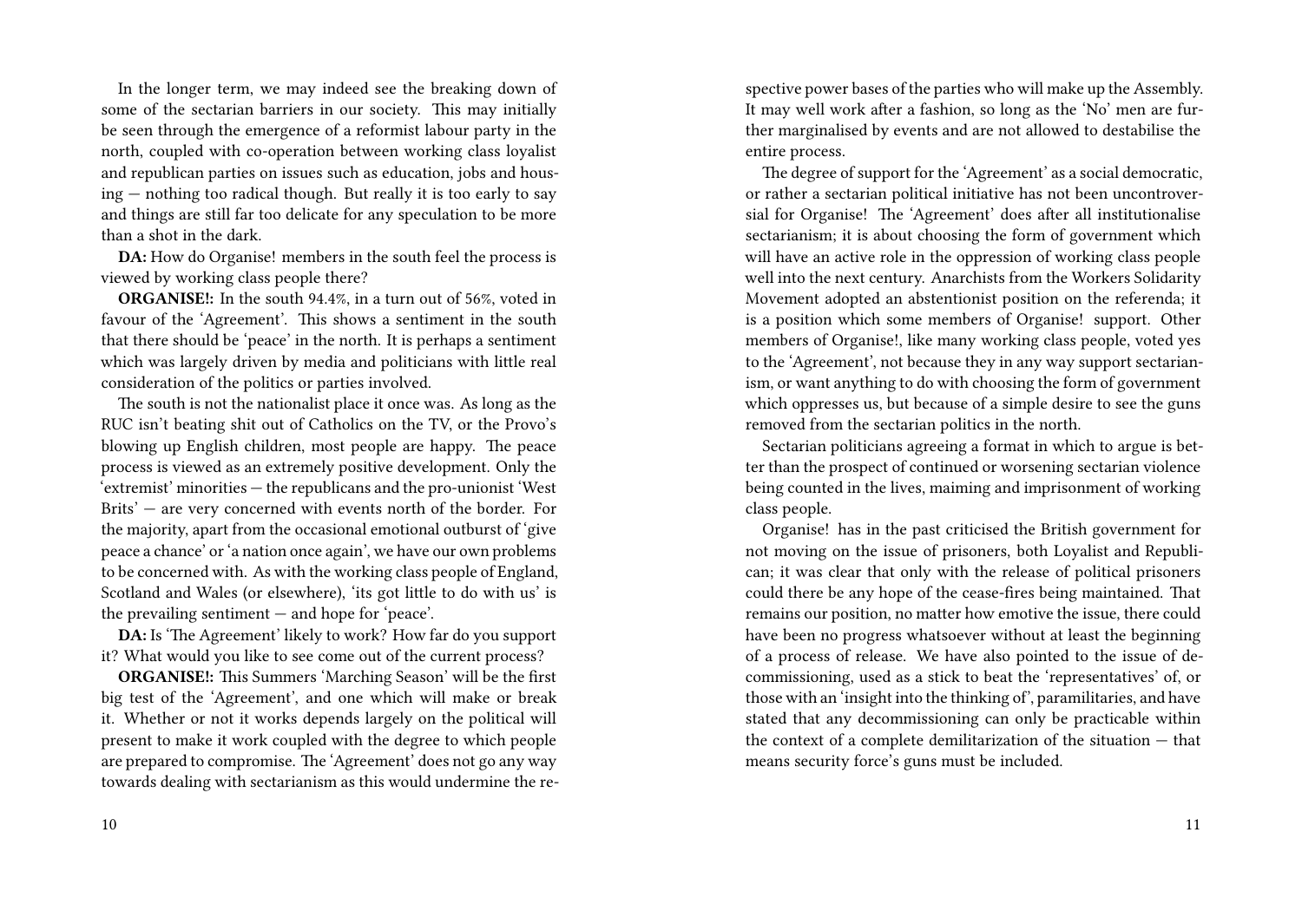In the longer term, we may indeed see the breaking down of some of the sectarian barriers in our society. This may initially be seen through the emergence of a reformist labour party in the north, coupled with co-operation between working class loyalist and republican parties on issues such as education, jobs and housing — nothing too radical though. But really it is too early to say and things are still far too delicate for any speculation to be more than a shot in the dark.

**DA:** How do Organise! members in the south feel the process is viewed by working class people there?

**ORGANISE!:** In the south 94.4%, in a turn out of 56%, voted in favour of the 'Agreement'. This shows a sentiment in the south that there should be 'peace' in the north. It is perhaps a sentiment which was largely driven by media and politicians with little real consideration of the politics or parties involved.

The south is not the nationalist place it once was. As long as the RUC isn't beating shit out of Catholics on the TV, or the Provo's blowing up English children, most people are happy. The peace process is viewed as an extremely positive development. Only the 'extremist' minorities — the republicans and the pro-unionist 'West Brits' — are very concerned with events north of the border. For the majority, apart from the occasional emotional outburst of 'give peace a chance' or 'a nation once again', we have our own problems to be concerned with. As with the working class people of England, Scotland and Wales (or elsewhere), 'its got little to do with us' is the prevailing sentiment — and hope for 'peace'.

**DA:** Is 'The Agreement' likely to work? How far do you support it? What would you like to see come out of the current process?

**ORGANISE!:** This Summers 'Marching Season' will be the first big test of the 'Agreement', and one which will make or break it. Whether or not it works depends largely on the political will present to make it work coupled with the degree to which people are prepared to compromise. The 'Agreement' does not go any way towards dealing with sectarianism as this would undermine the respective power bases of the parties who will make up the Assembly. It may well work after a fashion, so long as the 'No' men are further marginalised by events and are not allowed to destabilise the entire process.

The degree of support for the 'Agreement' as a social democratic, or rather a sectarian political initiative has not been uncontroversial for Organise! The 'Agreement' does after all institutionalise sectarianism; it is about choosing the form of government which will have an active role in the oppression of working class people well into the next century. Anarchists from the Workers Solidarity Movement adopted an abstentionist position on the referenda; it is a position which some members of Organise! support. Other members of Organise!, like many working class people, voted yes to the 'Agreement', not because they in any way support sectarianism, or want anything to do with choosing the form of government which oppresses us, but because of a simple desire to see the guns removed from the sectarian politics in the north.

Sectarian politicians agreeing a format in which to argue is better than the prospect of continued or worsening sectarian violence being counted in the lives, maiming and imprisonment of working class people.

Organise! has in the past criticised the British government for not moving on the issue of prisoners, both Loyalist and Republican; it was clear that only with the release of political prisoners could there be any hope of the cease-fires being maintained. That remains our position, no matter how emotive the issue, there could have been no progress whatsoever without at least the beginning of a process of release. We have also pointed to the issue of decommissioning, used as a stick to beat the 'representatives' of, or those with an 'insight into the thinking of', paramilitaries, and have stated that any decommissioning can only be practicable within the context of a complete demilitarization of the situation — that means security force's guns must be included.